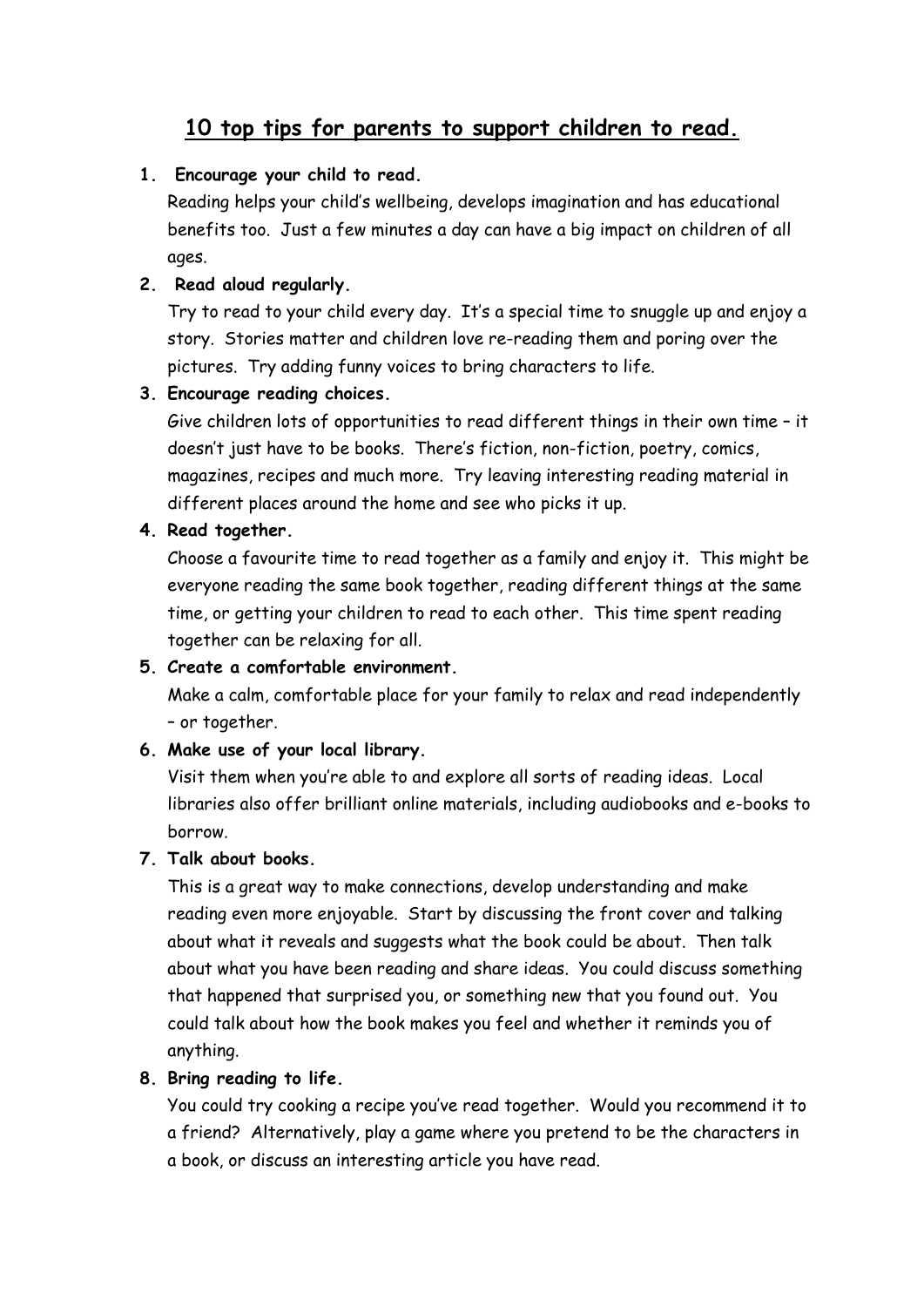# 10 top tips for parents to support children to read.

1. **Encourage your child to read.**
   Reading helps your child's wellbeing, develops imagination and has educational benefits too. Just a few minutes a day can have a big impact on children of all ages.

2. **Read aloud regularly.**
   Try to read to your child every day. It's a special time to snuggle up and enjoy a story. Stories matter and children love re-reading them and poring over the pictures. Try adding funny voices to bring characters to life.

3. **Encourage reading choices.**
   Give children lots of opportunities to read different things in their own time – it doesn't just have to be books. There's fiction, non-fiction, poetry, comics, magazines, recipes and much more. Try leaving interesting reading material in different places around the home and see who picks it up.

4. **Read together.**
   Choose a favourite time to read together as a family and enjoy it. This might be everyone reading the same book together, reading different things at the same time, or getting your children to read to each other. This time spent reading together can be relaxing for all.

5. **Create a comfortable environment.**
   Make a calm, comfortable place for your family to relax and read independently – or together.

6. **Make use of your local library.**
   Visit them when you're able to and explore all sorts of reading ideas. Local libraries also offer brilliant online materials, including audiobooks and e-books to borrow.

7. **Talk about books.**
   This is a great way to make connections, develop understanding and make reading even more enjoyable. Start by discussing the front cover and talking about what it reveals and suggests what the book could be about. Then talk about what you have been reading and share ideas. You could discuss something that happened that surprised you, or something new that you found out. You could talk about how the book makes you feel and whether it reminds you of anything.

8. **Bring reading to life.**
   You could try cooking a recipe you've read together. Would you recommend it to a friend? Alternatively, play a game where you pretend to be the characters in a book, or discuss an interesting article you have read.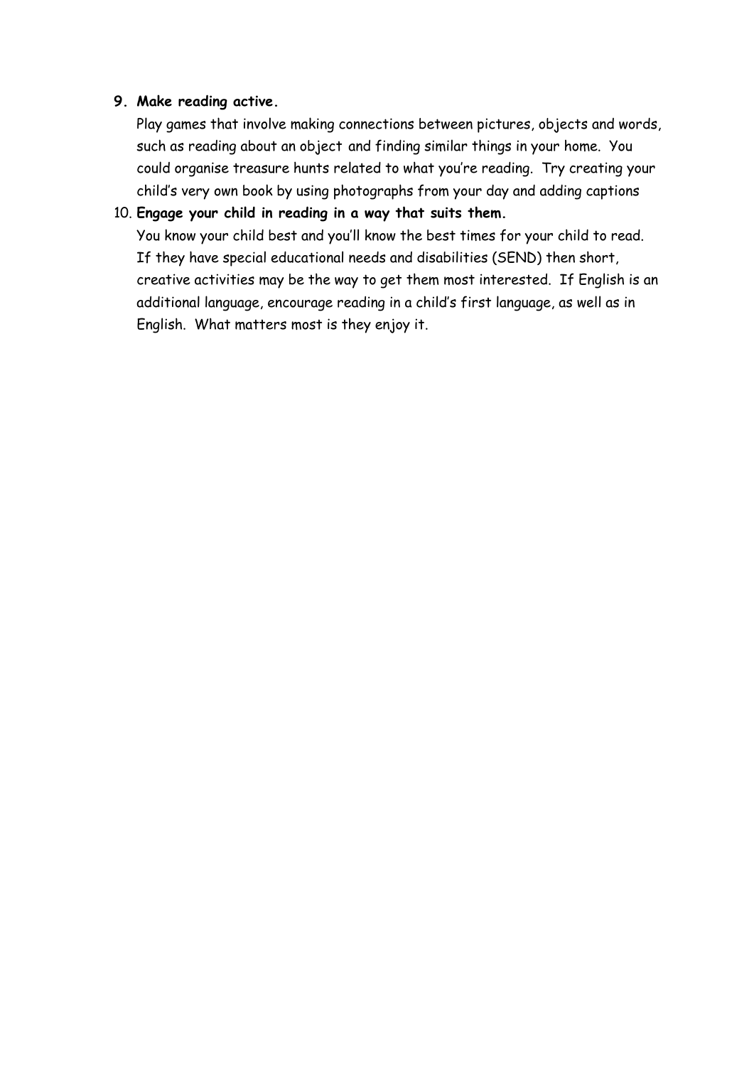9. **Make reading active.**
   Play games that involve making connections between pictures, objects and words, such as reading about an object and finding similar things in your home. You could organise treasure hunts related to what you're reading. Try creating your child's very own book by using photographs from your day and adding captions
10. **Engage your child in reading in a way that suits them.**
    You know your child best and you'll know the best times for your child to read. If they have special educational needs and disabilities (SEND) then short, creative activities may be the way to get them most interested. If English is an additional language, encourage reading in a child's first language, as well as in English. What matters most is they enjoy it.